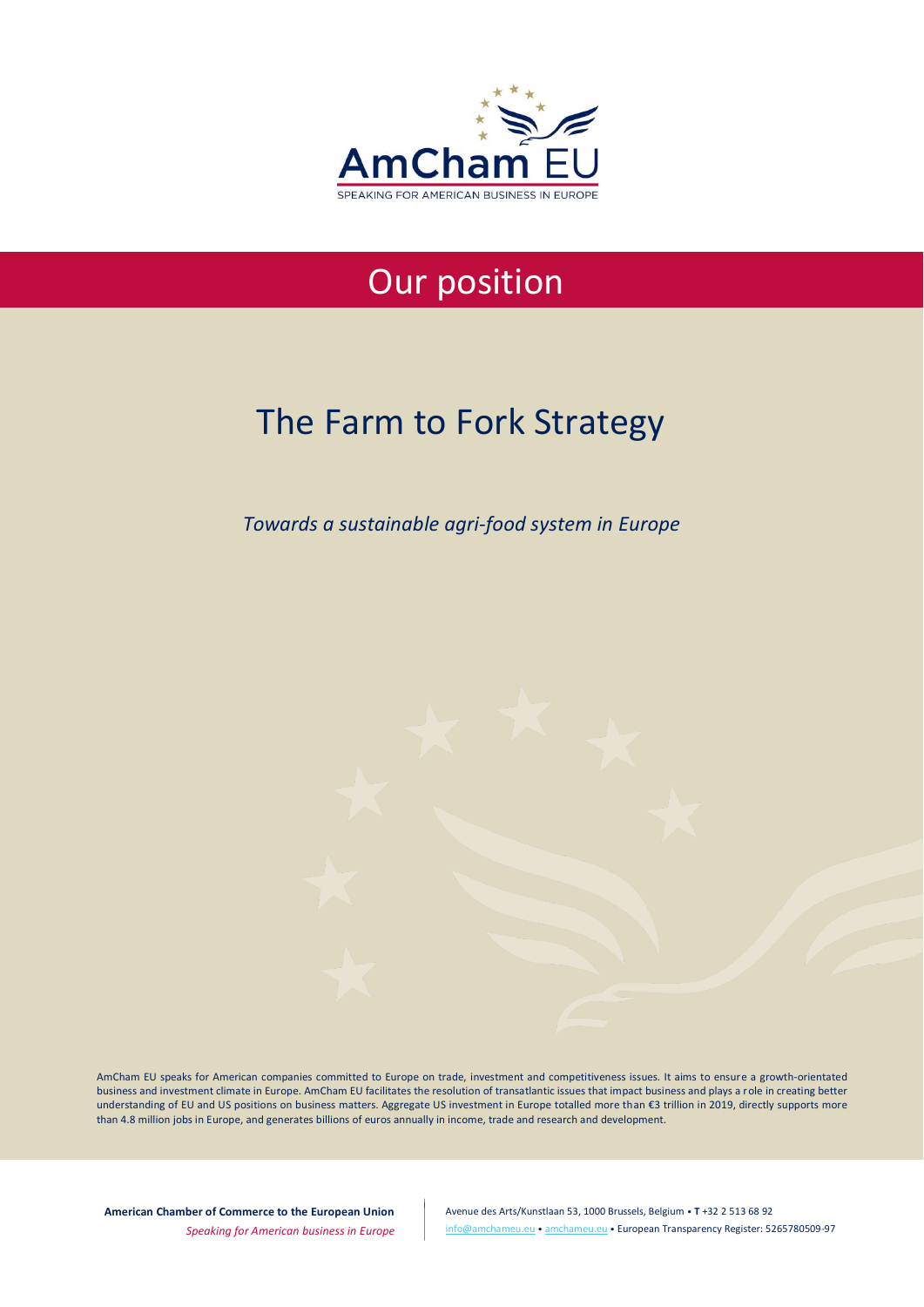AmCham EU

SPEAKING FOR AMERICAN BUSINESS IN EUROPE

# Our position

## The Farm to Fork Strategy

*Towards a sustainable agri-food system in Europe*

AmCham EU speaks for American companies committed to Europe on trade, investment and competitiveness issues. It aims to ensure a growth-orientated business and investment climate in Europe. AmCham EU facilitates the resolution of transatlantic issues that impact business and plays a role in creating better understanding of EU and US positions on business matters. Aggregate US investment in Europe totalled more than €3 trillion in 2019, directly supports more than 4.8 million jobs in Europe, and generates billions of euros annually in income, trade and research and development.

**American Chamber of Commerce to the European Union**

*Speaking for American business in Europe*

Avenue des Arts/Kunstlaan 53, 1000 Brussels, Belgium • **T** +32 2 513 68 92

info@amchameu.eu • amchameu.eu • European Transparency Register: 5265780509-97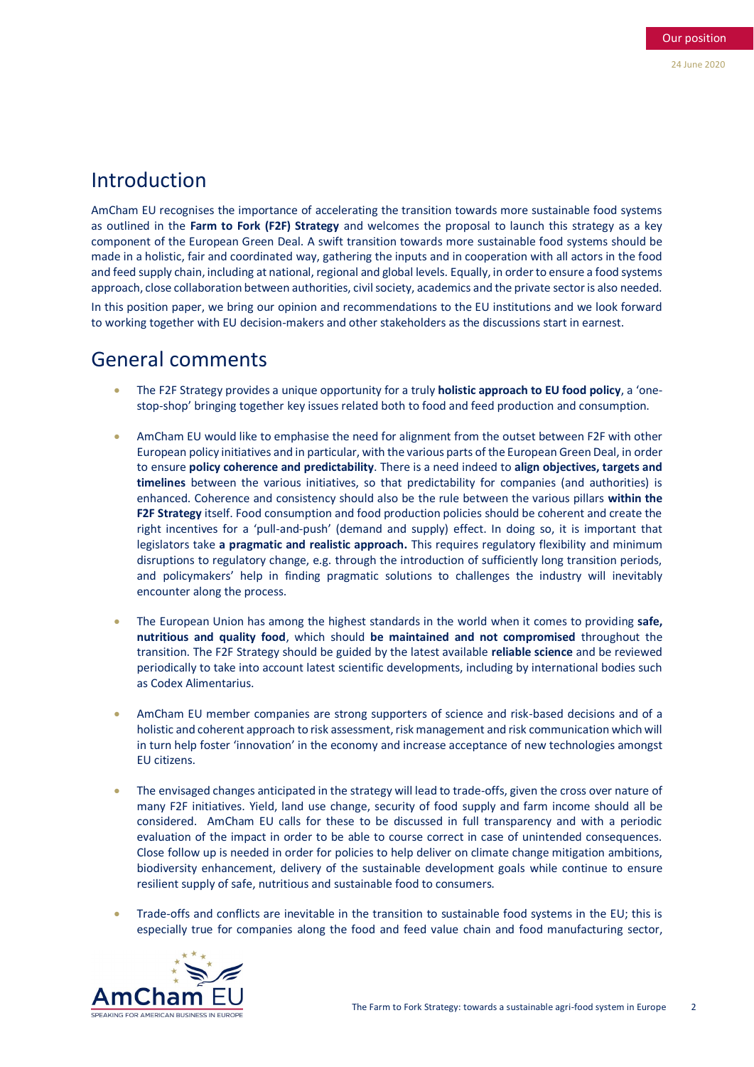## Introduction

AmCham EU recognises the importance of accelerating the transition towards more sustainable food systems as outlined in the **Farm to Fork (F2F) Strategy** and welcomes the proposal to launch this strategy as a key component of the European Green Deal. A swift transition towards more sustainable food systems should be made in a holistic, fair and coordinated way, gathering the inputs and in cooperation with all actors in the food and feed supply chain, including at national, regional and global levels. Equally, in order to ensure a food systems approach, close collaboration between authorities, civil society, academics and the private sector is also needed.

In this position paper, we bring our opinion and recommendations to the EU institutions and we look forward to working together with EU decision-makers and other stakeholders as the discussions start in earnest.

## General comments

- The F2F Strategy provides a unique opportunity for a truly **holistic approach to EU food policy**, a 'one-stop-shop' bringing together key issues related both to food and feed production and consumption.

- AmCham EU would like to emphasise the need for alignment from the outset between F2F with other European policy initiatives and in particular, with the various parts of the European Green Deal, in order to ensure **policy coherence and predictability**. There is a need indeed to **align objectives, targets and timelines** between the various initiatives, so that predictability for companies (and authorities) is enhanced. Coherence and consistency should also be the rule between the various pillars **within the F2F Strategy** itself. Food consumption and food production policies should be coherent and create the right incentives for a 'pull-and-push' (demand and supply) effect. In doing so, it is important that legislators take **a pragmatic and realistic approach.** This requires regulatory flexibility and minimum disruptions to regulatory change, e.g. through the introduction of sufficiently long transition periods, and policymakers' help in finding pragmatic solutions to challenges the industry will inevitably encounter along the process.

- The European Union has among the highest standards in the world when it comes to providing **safe, nutritious and quality food**, which should **be maintained and not compromised** throughout the transition. The F2F Strategy should be guided by the latest available **reliable science** and be reviewed periodically to take into account latest scientific developments, including by international bodies such as Codex Alimentarius.

- AmCham EU member companies are strong supporters of science and risk-based decisions and of a holistic and coherent approach to risk assessment, risk management and risk communication which will in turn help foster 'innovation' in the economy and increase acceptance of new technologies amongst EU citizens.

- The envisaged changes anticipated in the strategy will lead to trade-offs, given the cross over nature of many F2F initiatives. Yield, land use change, security of food supply and farm income should all be considered. AmCham EU calls for these to be discussed in full transparency and with a periodic evaluation of the impact in order to be able to course correct in case of unintended consequences. Close follow up is needed in order for policies to help deliver on climate change mitigation ambitions, biodiversity enhancement, delivery of the sustainable development goals while continue to ensure resilient supply of safe, nutritious and sustainable food to consumers.

- Trade-offs and conflicts are inevitable in the transition to sustainable food systems in the EU; this is especially true for companies along the food and feed value chain and food manufacturing sector,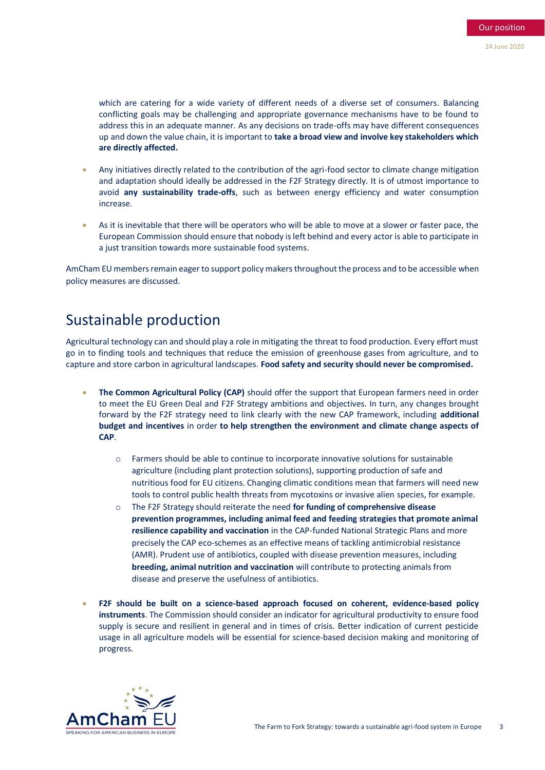which are catering for a wide variety of different needs of a diverse set of consumers. Balancing conflicting goals may be challenging and appropriate governance mechanisms have to be found to address this in an adequate manner. As any decisions on trade-offs may have different consequences up and down the value chain, it is important to **take a broad view and involve key stakeholders which are directly affected.**

- Any initiatives directly related to the contribution of the agri-food sector to climate change mitigation and adaptation should ideally be addressed in the F2F Strategy directly. It is of utmost importance to avoid **any sustainability trade-offs**, such as between energy efficiency and water consumption increase.

- As it is inevitable that there will be operators who will be able to move at a slower or faster pace, the European Commission should ensure that nobody is left behind and every actor is able to participate in a just transition towards more sustainable food systems.

AmCham EU members remain eager to support policy makers throughout the process and to be accessible when policy measures are discussed.

## Sustainable production

Agricultural technology can and should play a role in mitigating the threat to food production. Every effort must go in to finding tools and techniques that reduce the emission of greenhouse gases from agriculture, and to capture and store carbon in agricultural landscapes. **Food safety and security should never be compromised.**

- **The Common Agricultural Policy (CAP)** should offer the support that European farmers need in order to meet the EU Green Deal and F2F Strategy ambitions and objectives. In turn, any changes brought forward by the F2F strategy need to link clearly with the new CAP framework, including **additional budget and incentives** in order **to help strengthen the environment and climate change aspects of CAP**.
  - Farmers should be able to continue to incorporate innovative solutions for sustainable agriculture (including plant protection solutions), supporting production of safe and nutritious food for EU citizens. Changing climatic conditions mean that farmers will need new tools to control public health threats from mycotoxins or invasive alien species, for example.
  - The F2F Strategy should reiterate the need **for funding of comprehensive disease prevention programmes, including animal feed and feeding strategies that promote animal resilience capability and vaccination** in the CAP-funded National Strategic Plans and more precisely the CAP eco-schemes as an effective means of tackling antimicrobial resistance (AMR). Prudent use of antibiotics, coupled with disease prevention measures, including **breeding, animal nutrition and vaccination** will contribute to protecting animals from disease and preserve the usefulness of antibiotics.

- **F2F should be built on a science-based approach focused on coherent, evidence-based policy instruments**. The Commission should consider an indicator for agricultural productivity to ensure food supply is secure and resilient in general and in times of crisis. Better indication of current pesticide usage in all agriculture models will be essential for science-based decision making and monitoring of progress.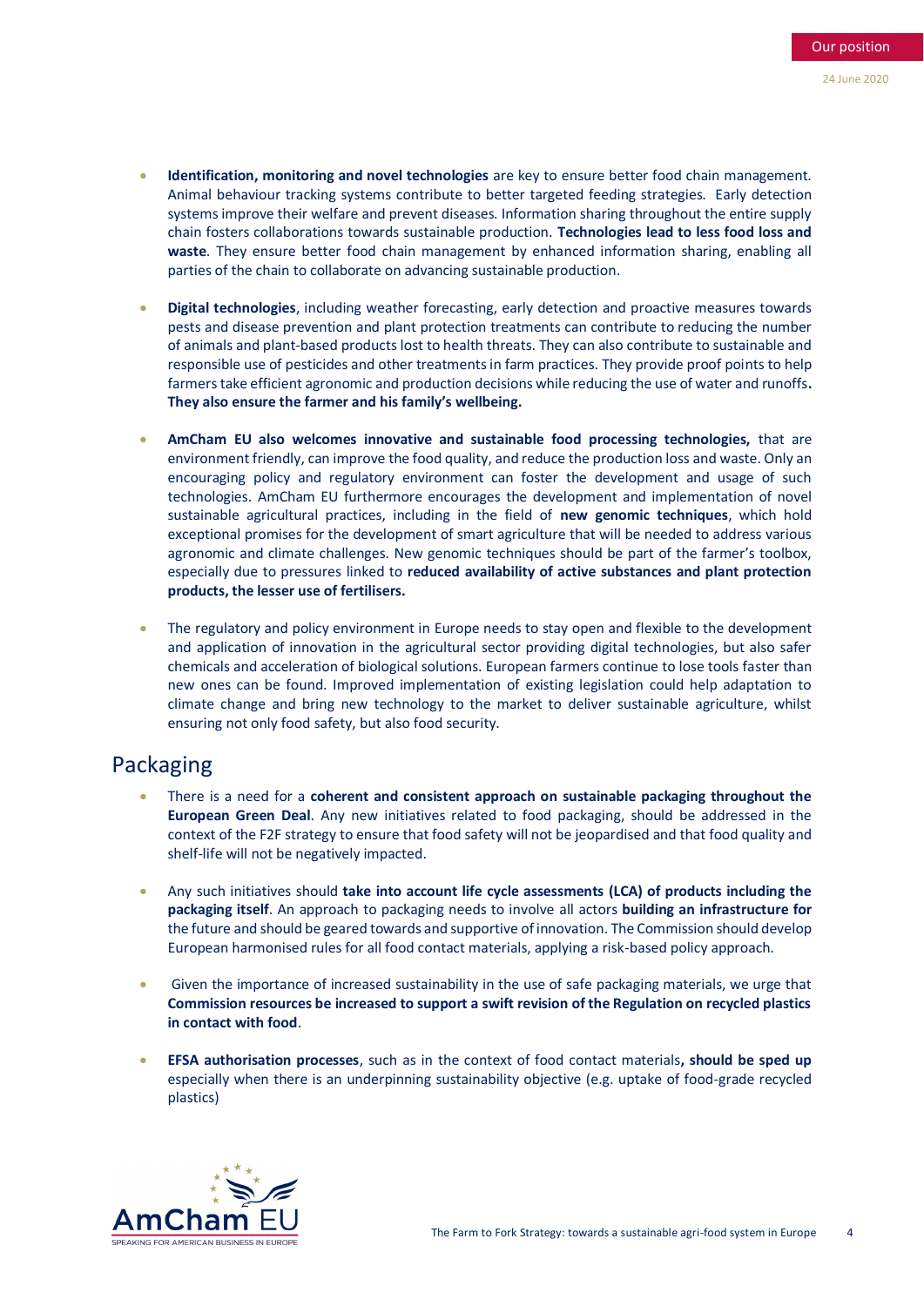- **Identification, monitoring and novel technologies** are key to ensure better food chain management. Animal behaviour tracking systems contribute to better targeted feeding strategies. Early detection systems improve their welfare and prevent diseases. Information sharing throughout the entire supply chain fosters collaborations towards sustainable production. **Technologies lead to less food loss and waste**. They ensure better food chain management by enhanced information sharing, enabling all parties of the chain to collaborate on advancing sustainable production.

- **Digital technologies**, including weather forecasting, early detection and proactive measures towards pests and disease prevention and plant protection treatments can contribute to reducing the number of animals and plant-based products lost to health threats. They can also contribute to sustainable and responsible use of pesticides and other treatments in farm practices. They provide proof points to help farmers take efficient agronomic and production decisions while reducing the use of water and runoffs**. They also ensure the farmer and his family's wellbeing.**

- **AmCham EU also welcomes innovative and sustainable food processing technologies,** that are environment friendly, can improve the food quality, and reduce the production loss and waste. Only an encouraging policy and regulatory environment can foster the development and usage of such technologies. AmCham EU furthermore encourages the development and implementation of novel sustainable agricultural practices, including in the field of **new genomic techniques**, which hold exceptional promises for the development of smart agriculture that will be needed to address various agronomic and climate challenges. New genomic techniques should be part of the farmer's toolbox, especially due to pressures linked to **reduced availability of active substances and plant protection products, the lesser use of fertilisers.**

- The regulatory and policy environment in Europe needs to stay open and flexible to the development and application of innovation in the agricultural sector providing digital technologies, but also safer chemicals and acceleration of biological solutions. European farmers continue to lose tools faster than new ones can be found. Improved implementation of existing legislation could help adaptation to climate change and bring new technology to the market to deliver sustainable agriculture, whilst ensuring not only food safety, but also food security.

## Packaging

- There is a need for a **coherent and consistent approach on sustainable packaging throughout the European Green Deal**. Any new initiatives related to food packaging, should be addressed in the context of the F2F strategy to ensure that food safety will not be jeopardised and that food quality and shelf-life will not be negatively impacted.

- Any such initiatives should **take into account life cycle assessments (LCA) of products including the packaging itself**. An approach to packaging needs to involve all actors **building an infrastructure for** the future and should be geared towards and supportive of innovation. The Commission should develop European harmonised rules for all food contact materials, applying a risk-based policy approach.

- Given the importance of increased sustainability in the use of safe packaging materials, we urge that **Commission resources be increased to support a swift revision of the Regulation on recycled plastics in contact with food**.

- **EFSA authorisation processes**, such as in the context of food contact materials**, should be sped up** especially when there is an underpinning sustainability objective (e.g. uptake of food-grade recycled plastics)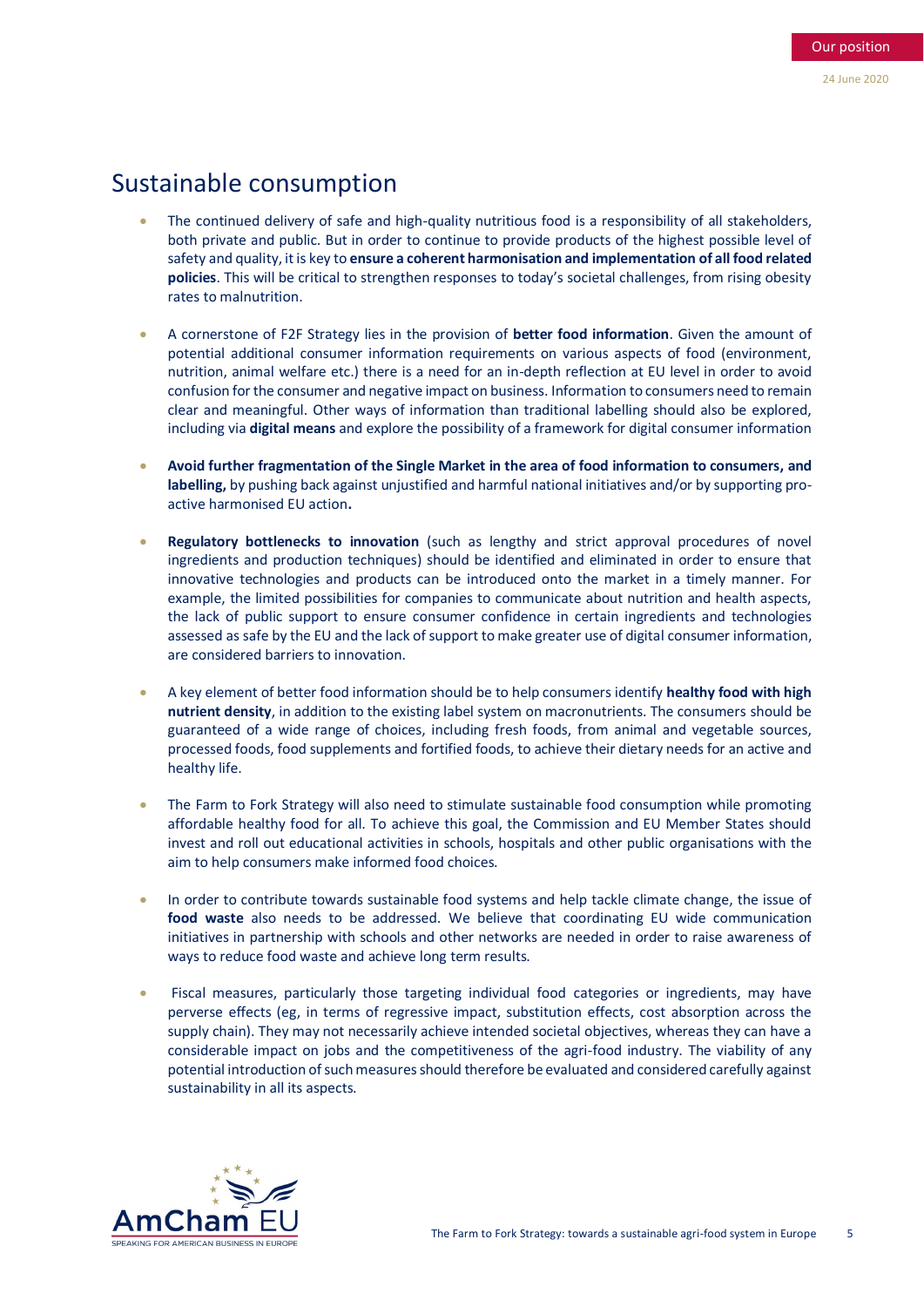## Sustainable consumption

- The continued delivery of safe and high-quality nutritious food is a responsibility of all stakeholders, both private and public. But in order to continue to provide products of the highest possible level of safety and quality, it is key to **ensure a coherent harmonisation and implementation of all food related policies**. This will be critical to strengthen responses to today's societal challenges, from rising obesity rates to malnutrition.

- A cornerstone of F2F Strategy lies in the provision of **better food information**. Given the amount of potential additional consumer information requirements on various aspects of food (environment, nutrition, animal welfare etc.) there is a need for an in-depth reflection at EU level in order to avoid confusion for the consumer and negative impact on business. Information to consumers need to remain clear and meaningful. Other ways of information than traditional labelling should also be explored, including via **digital means** and explore the possibility of a framework for digital consumer information

- **Avoid further fragmentation of the Single Market in the area of food information to consumers, and labelling,** by pushing back against unjustified and harmful national initiatives and/or by supporting pro-active harmonised EU action**.**

- **Regulatory bottlenecks to innovation** (such as lengthy and strict approval procedures of novel ingredients and production techniques) should be identified and eliminated in order to ensure that innovative technologies and products can be introduced onto the market in a timely manner. For example, the limited possibilities for companies to communicate about nutrition and health aspects, the lack of public support to ensure consumer confidence in certain ingredients and technologies assessed as safe by the EU and the lack of support to make greater use of digital consumer information, are considered barriers to innovation.

- A key element of better food information should be to help consumers identify **healthy food with high nutrient density**, in addition to the existing label system on macronutrients. The consumers should be guaranteed of a wide range of choices, including fresh foods, from animal and vegetable sources, processed foods, food supplements and fortified foods, to achieve their dietary needs for an active and healthy life.

- The Farm to Fork Strategy will also need to stimulate sustainable food consumption while promoting affordable healthy food for all. To achieve this goal, the Commission and EU Member States should invest and roll out educational activities in schools, hospitals and other public organisations with the aim to help consumers make informed food choices.

- In order to contribute towards sustainable food systems and help tackle climate change, the issue of **food waste** also needs to be addressed. We believe that coordinating EU wide communication initiatives in partnership with schools and other networks are needed in order to raise awareness of ways to reduce food waste and achieve long term results.

- Fiscal measures, particularly those targeting individual food categories or ingredients, may have perverse effects (eg, in terms of regressive impact, substitution effects, cost absorption across the supply chain). They may not necessarily achieve intended societal objectives, whereas they can have a considerable impact on jobs and the competitiveness of the agri-food industry. The viability of any potential introduction of such measures should therefore be evaluated and considered carefully against sustainability in all its aspects.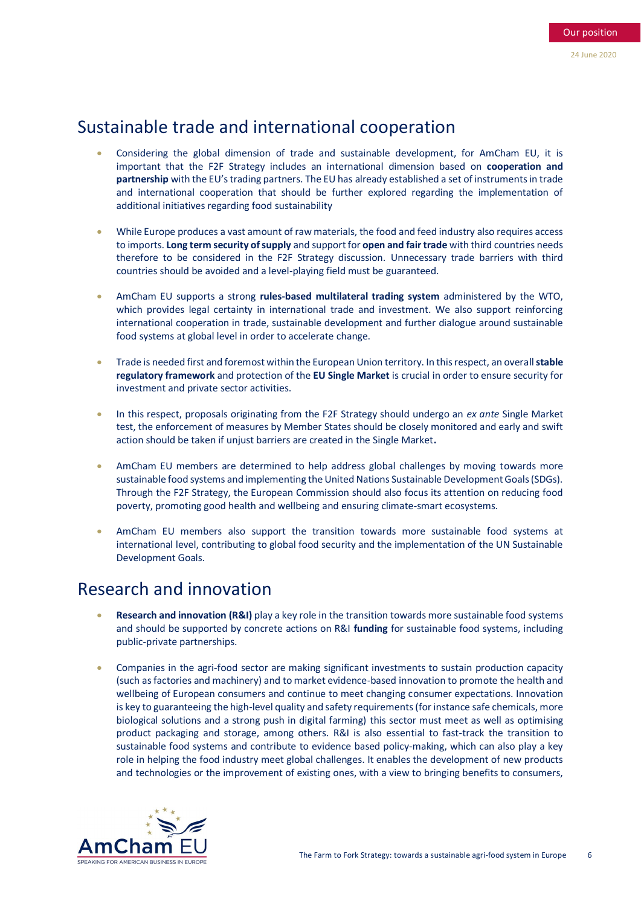## Sustainable trade and international cooperation

- Considering the global dimension of trade and sustainable development, for AmCham EU, it is important that the F2F Strategy includes an international dimension based on **cooperation and partnership** with the EU's trading partners. The EU has already established a set of instruments in trade and international cooperation that should be further explored regarding the implementation of additional initiatives regarding food sustainability

- While Europe produces a vast amount of raw materials, the food and feed industry also requires access to imports. **Long term security of supply** and support for **open and fair trade** with third countries needs therefore to be considered in the F2F Strategy discussion. Unnecessary trade barriers with third countries should be avoided and a level-playing field must be guaranteed.

- AmCham EU supports a strong **rules-based multilateral trading system** administered by the WTO, which provides legal certainty in international trade and investment. We also support reinforcing international cooperation in trade, sustainable development and further dialogue around sustainable food systems at global level in order to accelerate change.

- Trade is needed first and foremost within the European Union territory. In this respect, an overall **stable regulatory framework** and protection of the **EU Single Market** is crucial in order to ensure security for investment and private sector activities.

- In this respect, proposals originating from the F2F Strategy should undergo an *ex ante* Single Market test, the enforcement of measures by Member States should be closely monitored and early and swift action should be taken if unjust barriers are created in the Single Market**.**

- AmCham EU members are determined to help address global challenges by moving towards more sustainable food systems and implementing the United Nations Sustainable Development Goals (SDGs). Through the F2F Strategy, the European Commission should also focus its attention on reducing food poverty, promoting good health and wellbeing and ensuring climate-smart ecosystems.

- AmCham EU members also support the transition towards more sustainable food systems at international level, contributing to global food security and the implementation of the UN Sustainable Development Goals.

## Research and innovation

- **Research and innovation (R&I)** play a key role in the transition towards more sustainable food systems and should be supported by concrete actions on R&I **funding** for sustainable food systems, including public-private partnerships.

- Companies in the agri-food sector are making significant investments to sustain production capacity (such as factories and machinery) and to market evidence-based innovation to promote the health and wellbeing of European consumers and continue to meet changing consumer expectations. Innovation is key to guaranteeing the high-level quality and safety requirements (for instance safe chemicals, more biological solutions and a strong push in digital farming) this sector must meet as well as optimising product packaging and storage, among others. R&I is also essential to fast-track the transition to sustainable food systems and contribute to evidence based policy-making, which can also play a key role in helping the food industry meet global challenges. It enables the development of new products and technologies or the improvement of existing ones, with a view to bringing benefits to consumers,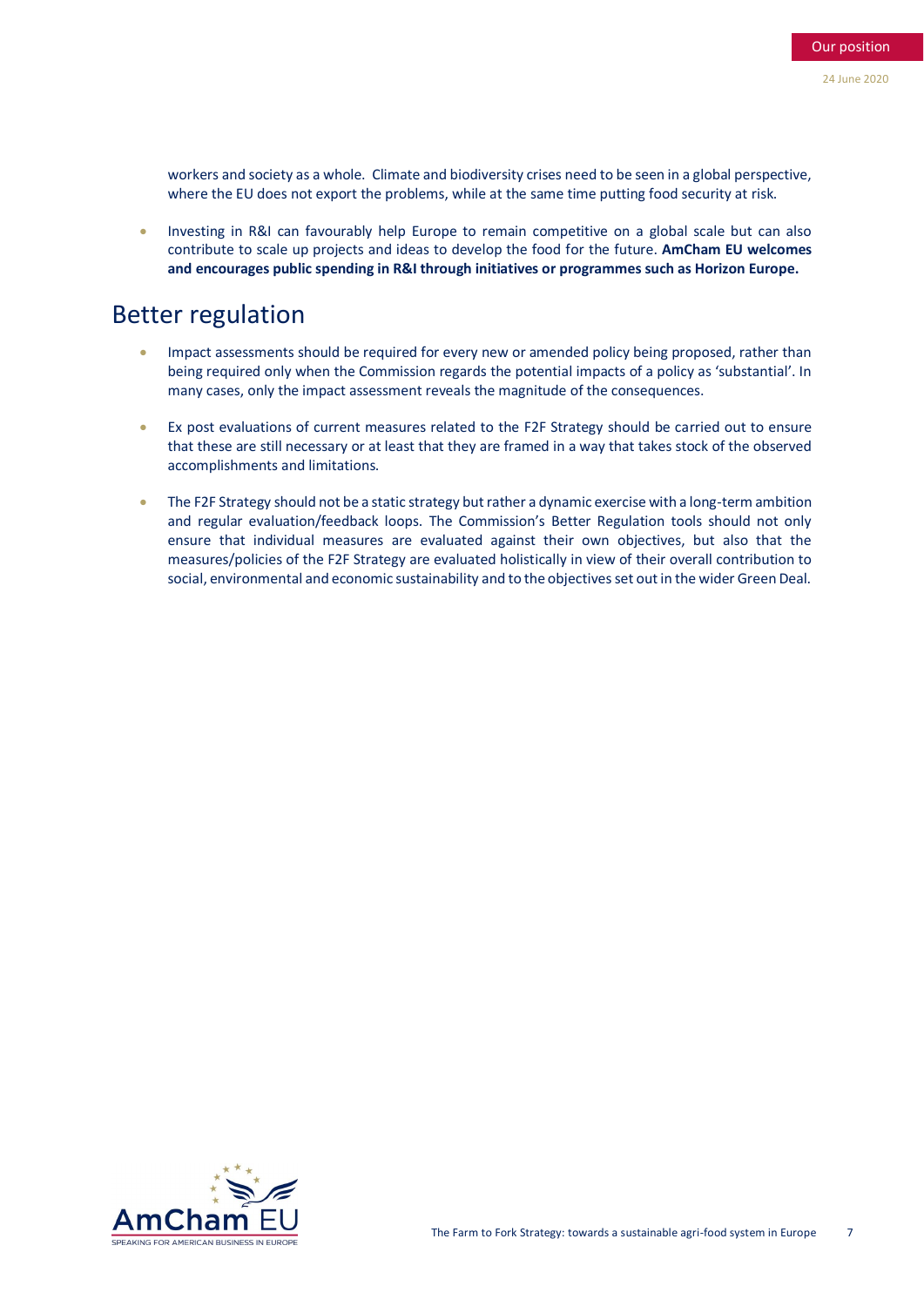workers and society as a whole. Climate and biodiversity crises need to be seen in a global perspective, where the EU does not export the problems, while at the same time putting food security at risk.

- Investing in R&I can favourably help Europe to remain competitive on a global scale but can also contribute to scale up projects and ideas to develop the food for the future. **AmCham EU welcomes and encourages public spending in R&I through initiatives or programmes such as Horizon Europe.**

## Better regulation

- Impact assessments should be required for every new or amended policy being proposed, rather than being required only when the Commission regards the potential impacts of a policy as 'substantial'. In many cases, only the impact assessment reveals the magnitude of the consequences.

- Ex post evaluations of current measures related to the F2F Strategy should be carried out to ensure that these are still necessary or at least that they are framed in a way that takes stock of the observed accomplishments and limitations.

- The F2F Strategy should not be a static strategy but rather a dynamic exercise with a long-term ambition and regular evaluation/feedback loops. The Commission's Better Regulation tools should not only ensure that individual measures are evaluated against their own objectives, but also that the measures/policies of the F2F Strategy are evaluated holistically in view of their overall contribution to social, environmental and economic sustainability and to the objectives set out in the wider Green Deal.